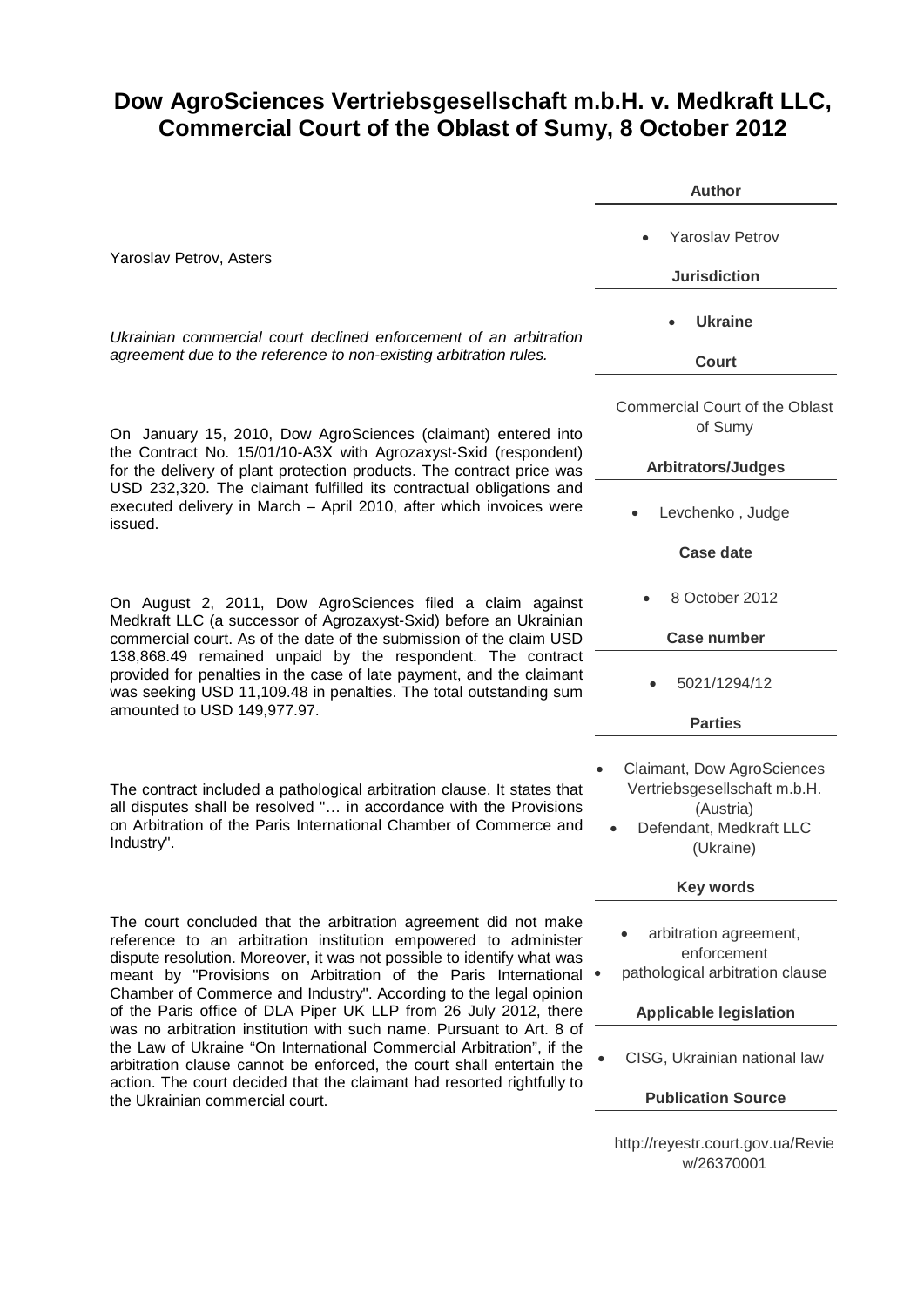# Dow AgroSciences Vertriebsgesellschaft m.b.H. v. Medkraft LLC, Commercial Court of the Oblast of Sumy, 8 October 2012

Yaroslav Petrov, Asters

*Ukrainian commercial court declined enforcement of an arbitration agreement due to the reference to non-existing arbitration rules.*

On January 15, 2010, Dow AgroSciences (claimant) entered into the Contract No. 15/01/10-A3X with Agrozaxyst-Sxid (respondent) for the delivery of plant protection products. The contract price was USD 232,320. The claimant fulfilled its contractual obligations and executed delivery in March – April 2010, after which invoices were issued.

On August 2, 2011, Dow AgroSciences filed a claim against Medkraft LLC (a successor of Agrozaxyst-Sxid) before an Ukrainian commercial court. As of the date of the submission of the claim USD 138,868.49 remained unpaid by the respondent. The contract provided for penalties in the case of late payment, and the claimant was seeking USD 11,109.48 in penalties. The total outstanding sum amounted to USD 149,977.97.

The contract included a pathological arbitration clause. It states that all disputes shall be resolved "… in accordance with the Provisions on Arbitration of the Paris International Chamber of Commerce and Industry".

The court concluded that the arbitration agreement did not make reference to an arbitration institution empowered to administer dispute resolution. Moreover, it was not possible to identify what was meant by "Provisions on Arbitration of the Paris International Chamber of Commerce and Industry". According to the legal opinion of the Paris office of DLA Piper UK LLP from 26 July 2012, there was no arbitration institution with such name. Pursuant to Art. 8 of the Law of Ukraine "On International Commercial Arbitration", if the arbitration clause cannot be enforced, the court shall entertain the action. The court decided that the claimant had resorted rightfully to the Ukrainian commercial court.

**Author**

- Yaroslav Petrov

**Jurisdiction**

- **Ukraine**

**Court**

Commercial Court of the Oblast of Sumy

**Arbitrators/Judges**

- Levchenko , Judge

**Case date**

- 8 October 2012

**Case number**

- 5021/1294/12

**Parties**

- Claimant, Dow AgroSciences Vertriebsgesellschaft m.b.H. (Austria)
- Defendant, Medkraft LLC (Ukraine)

**Key words**

- arbitration agreement, enforcement
- pathological arbitration clause

**Applicable legislation**

- CISG, Ukrainian national law

**Publication Source**

http://reyestr.court.gov.ua/Review/26370001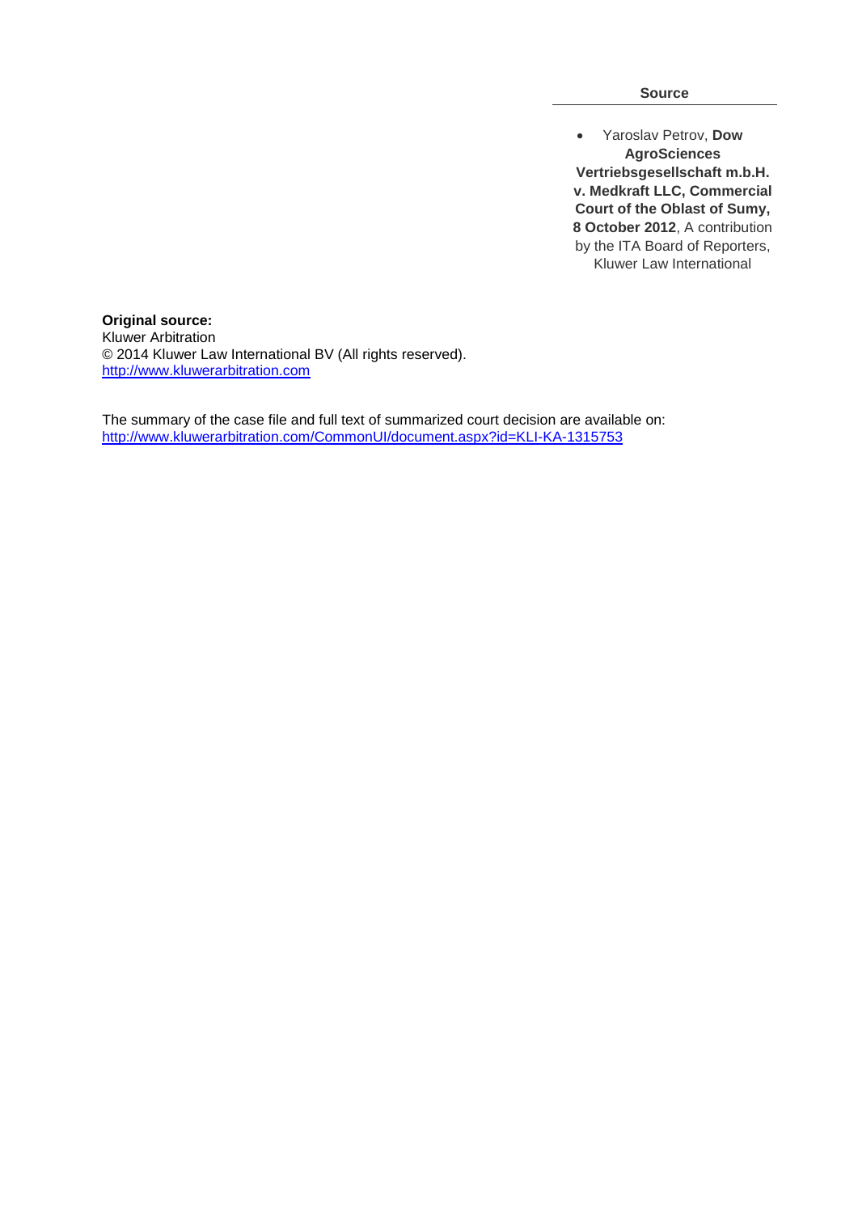**Source**

- Yaroslav Petrov, **Dow AgroSciences Vertriebsgesellschaft m.b.H. v. Medkraft LLC, Commercial Court of the Oblast of Sumy, 8 October 2012**, A contribution by the ITA Board of Reporters, Kluwer Law International

**Original source:**
Kluwer Arbitration
© 2014 Kluwer Law International BV (All rights reserved).
http://www.kluwerarbitration.com

The summary of the case file and full text of summarized court decision are available on:
http://www.kluwerarbitration.com/CommonUI/document.aspx?id=KLI-KA-1315753